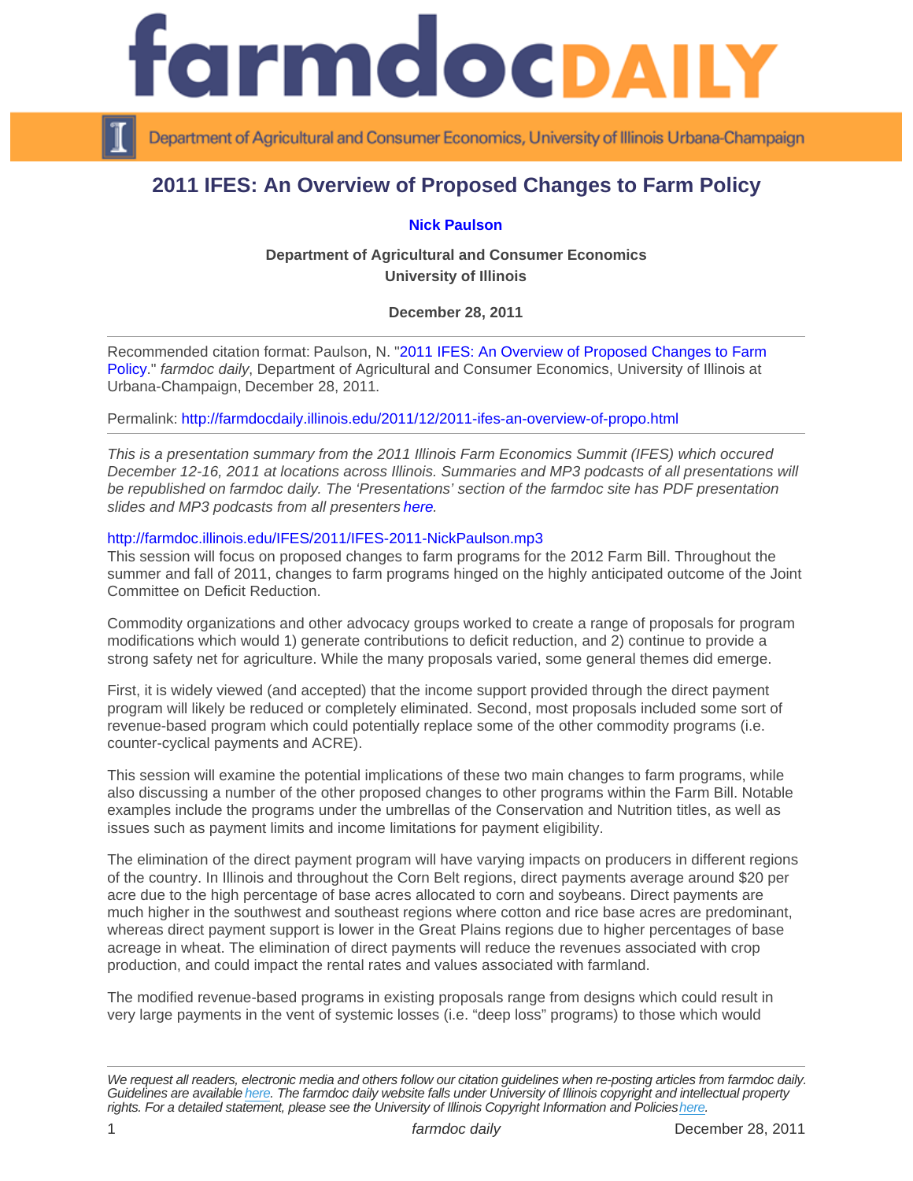# 2011 IFES: An Overview of Proposed Changes to Farm Policy

**Nick Paulson**

**Department of Agricultural and Consumer Economics**
**University of Illinois**

**December 28, 2011**

Recommended citation format: Paulson, N. "2011 IFES: An Overview of Proposed Changes to Farm Policy." *farmdoc daily*, Department of Agricultural and Consumer Economics, University of Illinois at Urbana-Champaign, December 28, 2011.

Permalink: http://farmdocdaily.illinois.edu/2011/12/2011-ifes-an-overview-of-propo.html

*This is a presentation summary from the 2011 Illinois Farm Economics Summit (IFES) which occured December 12-16, 2011 at locations across Illinois. Summaries and MP3 podcasts of all presentations will be republished on farmdoc daily. The 'Presentations' section of the farmdoc site has PDF presentation slides and MP3 podcasts from all presenters here.*

http://farmdoc.illinois.edu/IFES/2011/IFES-2011-NickPaulson.mp3
This session will focus on proposed changes to farm programs for the 2012 Farm Bill. Throughout the summer and fall of 2011, changes to farm programs hinged on the highly anticipated outcome of the Joint Committee on Deficit Reduction.

Commodity organizations and other advocacy groups worked to create a range of proposals for program modifications which would 1) generate contributions to deficit reduction, and 2) continue to provide a strong safety net for agriculture. While the many proposals varied, some general themes did emerge.

First, it is widely viewed (and accepted) that the income support provided through the direct payment program will likely be reduced or completely eliminated. Second, most proposals included some sort of revenue-based program which could potentially replace some of the other commodity programs (i.e. counter-cyclical payments and ACRE).

This session will examine the potential implications of these two main changes to farm programs, while also discussing a number of the other proposed changes to other programs within the Farm Bill. Notable examples include the programs under the umbrellas of the Conservation and Nutrition titles, as well as issues such as payment limits and income limitations for payment eligibility.

The elimination of the direct payment program will have varying impacts on producers in different regions of the country. In Illinois and throughout the Corn Belt regions, direct payments average around $20 per acre due to the high percentage of base acres allocated to corn and soybeans. Direct payments are much higher in the southwest and southeast regions where cotton and rice base acres are predominant, whereas direct payment support is lower in the Great Plains regions due to higher percentages of base acreage in wheat. The elimination of direct payments will reduce the revenues associated with crop production, and could impact the rental rates and values associated with farmland.

The modified revenue-based programs in existing proposals range from designs which could result in very large payments in the vent of systemic losses (i.e. "deep loss" programs) to those which would

*We request all readers, electronic media and others follow our citation guidelines when re-posting articles from farmdoc daily. Guidelines are available here. The farmdoc daily website falls under University of Illinois copyright and intellectual property rights. For a detailed statement, please see the University of Illinois Copyright Information and Policies here.*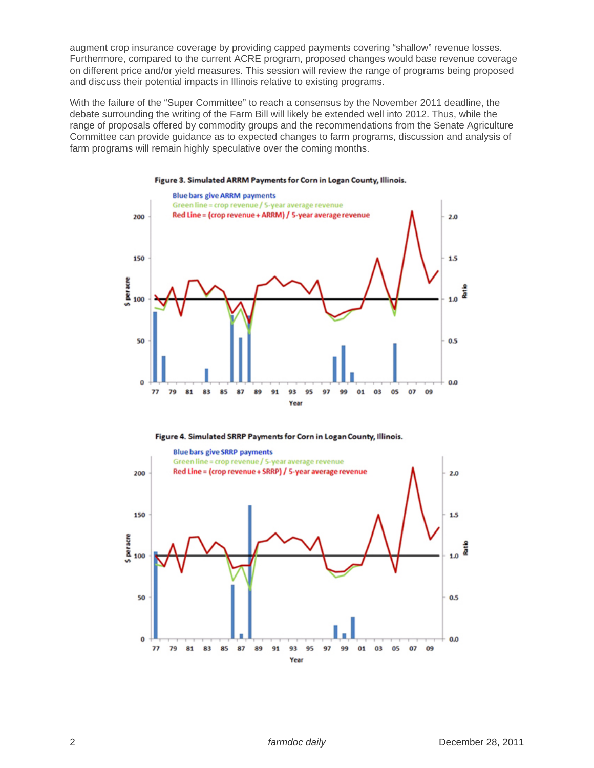augment crop insurance coverage by providing capped payments covering “shallow” revenue losses. Furthermore, compared to the current ACRE program, proposed changes would base revenue coverage on different price and/or yield measures. This session will review the range of programs being proposed and discuss their potential impacts in Illinois relative to existing programs.

With the failure of the “Super Committee” to reach a consensus by the November 2011 deadline, the debate surrounding the writing of the Farm Bill will likely be extended well into 2012. Thus, while the range of proposals offered by commodity groups and the recommendations from the Senate Agriculture Committee can provide guidance as to expected changes to farm programs, discussion and analysis of farm programs will remain highly speculative over the coming months.

**Figure 3. Simulated ARRM Payments for Corn in Logan County, Illinois.**

Blue bars give ARRM payments
Green line = crop revenue / 5-year average revenue
Red Line = (crop revenue + ARRM) / 5-year average revenue

**Figure 4. Simulated SRRP Payments for Corn in Logan County, Illinois.**

Blue bars give SRRP payments
Green line = crop revenue / 5-year average revenue
Red Line = (crop revenue + SRRP) / 5-year average revenue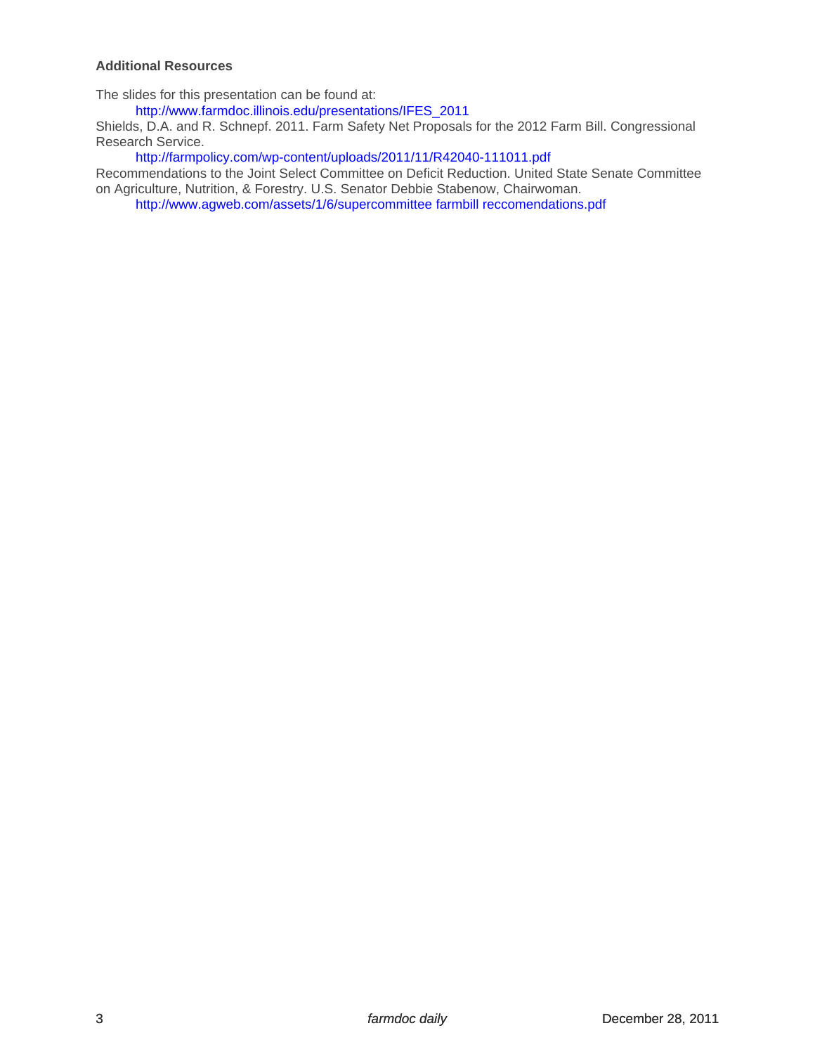**Additional Resources**

The slides for this presentation can be found at:

http://www.farmdoc.illinois.edu/presentations/IFES_2011

Shields, D.A. and R. Schnepf. 2011. Farm Safety Net Proposals for the 2012 Farm Bill. Congressional Research Service.

http://farmpolicy.com/wp-content/uploads/2011/11/R42040-111011.pdf

Recommendations to the Joint Select Committee on Deficit Reduction. United State Senate Committee on Agriculture, Nutrition, & Forestry. U.S. Senator Debbie Stabenow, Chairwoman.

http://www.agweb.com/assets/1/6/supercommittee farmbill reccomendations.pdf